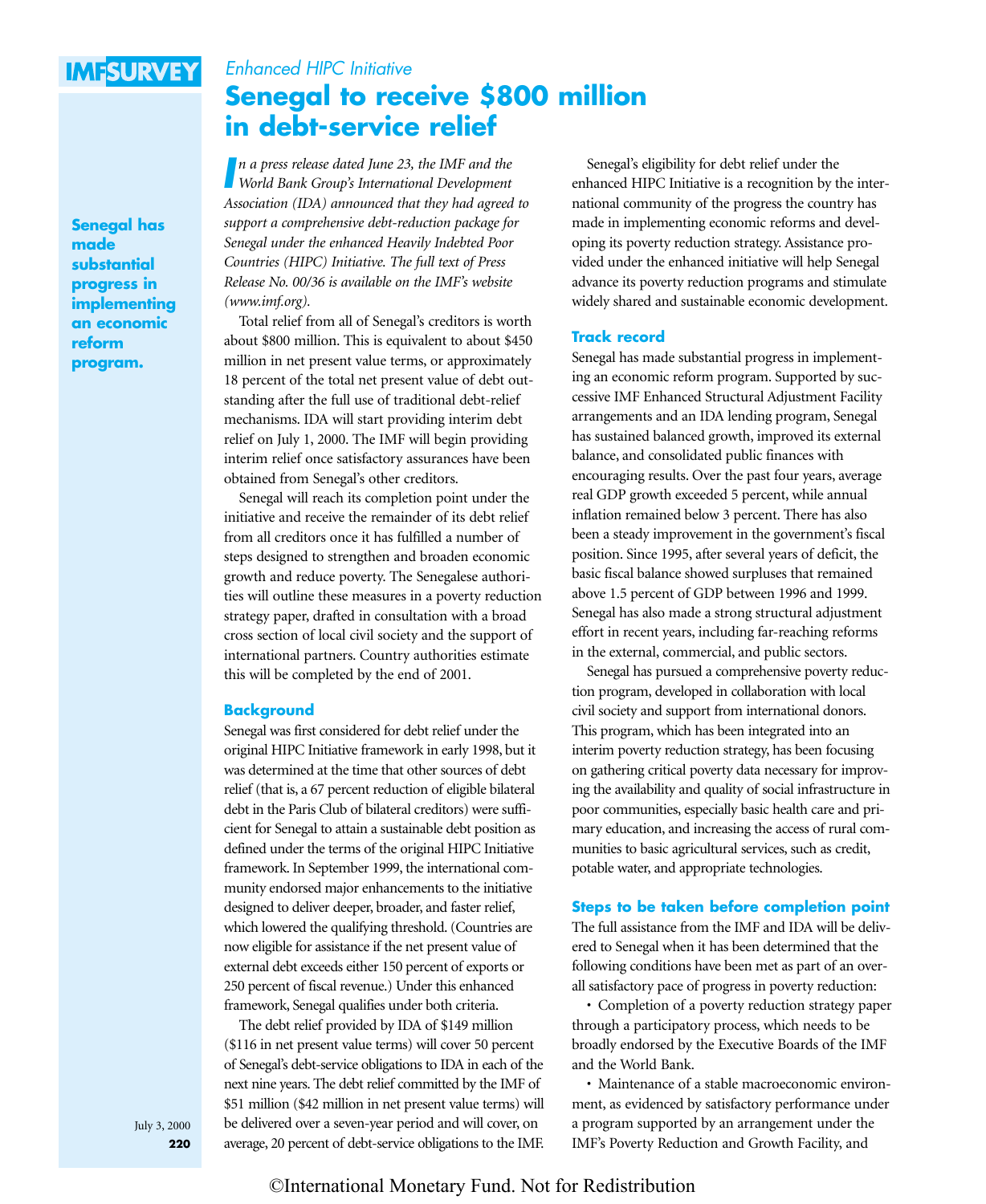*Enhanced HIPC Initiative*

# Senegal to receive $800 million in debt-service relief

*In a press release dated June 23, the IMF and the World Bank Group's International Development Association (IDA) announced that they had agreed to support a comprehensive debt-reduction package for Senegal under the enhanced Heavily Indebted Poor Countries (HIPC) Initiative. The full text of Press Release No. 00/36 is available on the IMF's website (www.imf.org).*

Total relief from all of Senegal's creditors is worth about $800 million. This is equivalent to about $450 million in net present value terms, or approximately 18 percent of the total net present value of debt outstanding after the full use of traditional debt-relief mechanisms. IDA will start providing interim debt relief on July 1, 2000. The IMF will begin providing interim relief once satisfactory assurances have been obtained from Senegal's other creditors.

Senegal will reach its completion point under the initiative and receive the remainder of its debt relief from all creditors once it has fulfilled a number of steps designed to strengthen and broaden economic growth and reduce poverty. The Senegalese authorities will outline these measures in a poverty reduction strategy paper, drafted in consultation with a broad cross section of local civil society and the support of international partners. Country authorities estimate this will be completed by the end of 2001.

## Background

Senegal was first considered for debt relief under the original HIPC Initiative framework in early 1998, but it was determined at the time that other sources of debt relief (that is, a 67 percent reduction of eligible bilateral debt in the Paris Club of bilateral creditors) were sufficient for Senegal to attain a sustainable debt position as defined under the terms of the original HIPC Initiative framework. In September 1999, the international community endorsed major enhancements to the initiative designed to deliver deeper, broader, and faster relief, which lowered the qualifying threshold. (Countries are now eligible for assistance if the net present value of external debt exceeds either 150 percent of exports or 250 percent of fiscal revenue.) Under this enhanced framework, Senegal qualifies under both criteria.

The debt relief provided by IDA of $149 million ($116 in net present value terms) will cover 50 percent of Senegal's debt-service obligations to IDA in each of the next nine years. The debt relief committed by the IMF of $51 million ($42 million in net present value terms) will be delivered over a seven-year period and will cover, on average, 20 percent of debt-service obligations to the IMF.

Senegal's eligibility for debt relief under the enhanced HIPC Initiative is a recognition by the international community of the progress the country has made in implementing economic reforms and developing its poverty reduction strategy. Assistance provided under the enhanced initiative will help Senegal advance its poverty reduction programs and stimulate widely shared and sustainable economic development.

## Track record

Senegal has made substantial progress in implementing an economic reform program. Supported by successive IMF Enhanced Structural Adjustment Facility arrangements and an IDA lending program, Senegal has sustained balanced growth, improved its external balance, and consolidated public finances with encouraging results. Over the past four years, average real GDP growth exceeded 5 percent, while annual inflation remained below 3 percent. There has also been a steady improvement in the government's fiscal position. Since 1995, after several years of deficit, the basic fiscal balance showed surpluses that remained above 1.5 percent of GDP between 1996 and 1999. Senegal has also made a strong structural adjustment effort in recent years, including far-reaching reforms in the external, commercial, and public sectors.

Senegal has pursued a comprehensive poverty reduction program, developed in collaboration with local civil society and support from international donors. This program, which has been integrated into an interim poverty reduction strategy, has been focusing on gathering critical poverty data necessary for improving the availability and quality of social infrastructure in poor communities, especially basic health care and primary education, and increasing the access of rural communities to basic agricultural services, such as credit, potable water, and appropriate technologies.

**Senegal has made substantial progress in implementing an economic reform program.**

## Steps to be taken before completion point

The full assistance from the IMF and IDA will be delivered to Senegal when it has been determined that the following conditions have been met as part of an overall satisfactory pace of progress in poverty reduction:

- Completion of a poverty reduction strategy paper through a participatory process, which needs to be broadly endorsed by the Executive Boards of the IMF and the World Bank.
- Maintenance of a stable macroeconomic environment, as evidenced by satisfactory performance under a program supported by an arrangement under the IMF's Poverty Reduction and Growth Facility, and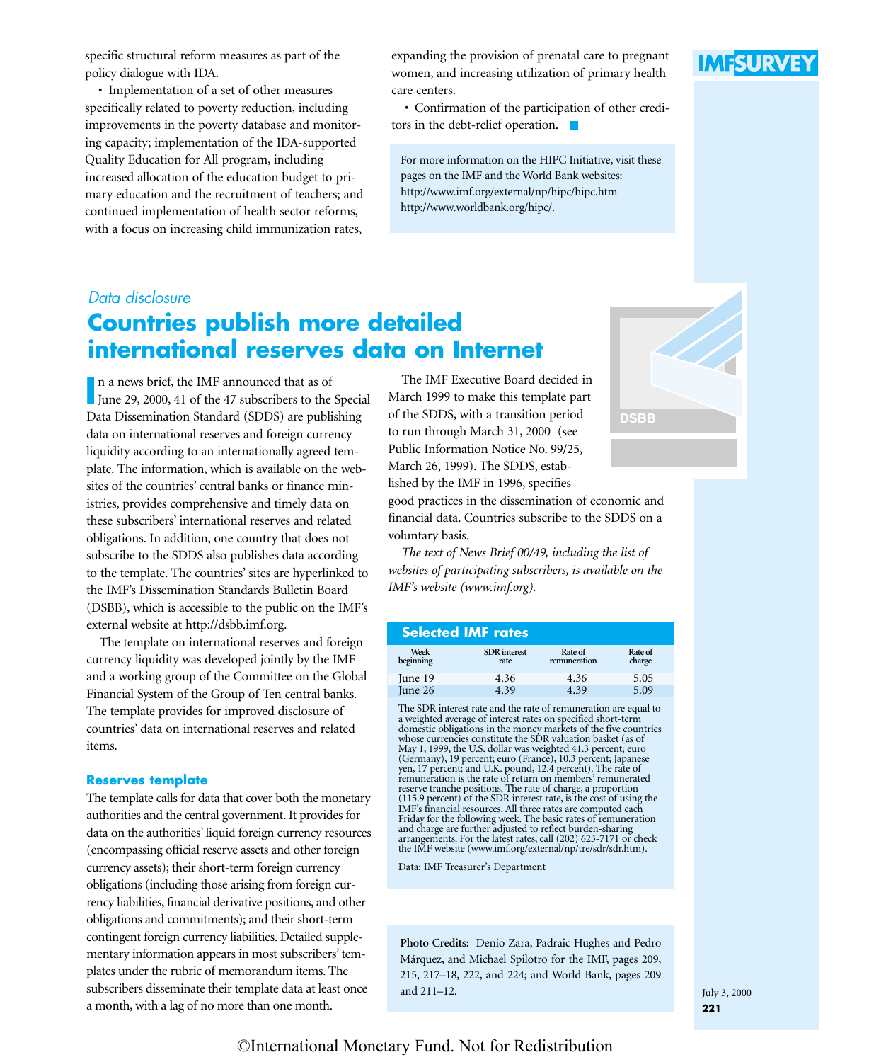specific structural reform measures as part of the policy dialogue with IDA.

- Implementation of a set of other measures specifically related to poverty reduction, including improvements in the poverty database and monitoring capacity; implementation of the IDA-supported Quality Education for All program, including increased allocation of the education budget to primary education and the recruitment of teachers; and continued implementation of health sector reforms, with a focus on increasing child immunization rates, expanding the provision of prenatal care to pregnant women, and increasing utilization of primary health care centers.
- Confirmation of the participation of other creditors in the debt-relief operation.

For more information on the HIPC Initiative, visit these pages on the IMF and the World Bank websites:
http://www.imf.org/external/np/hipc/hipc.htm
http://www.worldbank.org/hipc/.

*Data disclosure*

# Countries publish more detailed international reserves data on Internet

In a news brief, the IMF announced that as of June 29, 2000, 41 of the 47 subscribers to the Special Data Dissemination Standard (SDDS) are publishing data on international reserves and foreign currency liquidity according to an internationally agreed template. The information, which is available on the websites of the countries' central banks or finance ministries, provides comprehensive and timely data on these subscribers' international reserves and related obligations. In addition, one country that does not subscribe to the SDDS also publishes data according to the template. The countries' sites are hyperlinked to the IMF's Dissemination Standards Bulletin Board (DSBB), which is accessible to the public on the IMF's external website at http://dsbb.imf.org.

The template on international reserves and foreign currency liquidity was developed jointly by the IMF and a working group of the Committee on the Global Financial System of the Group of Ten central banks. The template provides for improved disclosure of countries' data on international reserves and related items.

### Reserves template

The template calls for data that cover both the monetary authorities and the central government. It provides for data on the authorities' liquid foreign currency resources (encompassing official reserve assets and other foreign currency assets); their short-term foreign currency obligations (including those arising from foreign currency liabilities, financial derivative positions, and other obligations and commitments); and their short-term contingent foreign currency liabilities. Detailed supplementary information appears in most subscribers' templates under the rubric of memorandum items. The subscribers disseminate their template data at least once a month, with a lag of no more than one month.

The IMF Executive Board decided in March 1999 to make this template part of the SDDS, with a transition period to run through March 31, 2000 (see Public Information Notice No. 99/25, March 26, 1999). The SDDS, established by the IMF in 1996, specifies good practices in the dissemination of economic and financial data. Countries subscribe to the SDDS on a voluntary basis.

*The text of News Brief 00/49, including the list of websites of participating subscribers, is available on the IMF's website (www.imf.org).*

### Selected IMF rates

| Week beginning | SDR interest rate | Rate of remuneration | Rate of charge |
|---|---|---|---|
| June 19 | 4.36 | 4.36 | 5.05 |
| June 26 | 4.39 | 4.39 | 5.09 |

The SDR interest rate and the rate of remuneration are equal to a weighted average of interest rates on specified short-term domestic obligations in the money markets of the five countries whose currencies constitute the SDR valuation basket (as of May 1, 1999, the U.S. dollar was weighted 41.3 percent; euro (Germany), 19 percent; euro (France), 10.3 percent; Japanese yen, 17 percent; and U.K. pound, 12.4 percent). The rate of remuneration is the rate of return on members' remunerated reserve tranche positions. The rate of charge, a proportion (115.9 percent) of the SDR interest rate, is the cost of using the IMF's financial resources. All three rates are computed each Friday for the following week. The basic rates of remuneration and charge are further adjusted to reflect burden-sharing arrangements. For the latest rates, call (202) 623-7171 or check the IMF website (www.imf.org/external/np/tre/sdr/sdr.htm).

Data: IMF Treasurer's Department

**Photo Credits:** Denio Zara, Padraic Hughes and Pedro Márquez, and Michael Spilotro for the IMF, pages 209, 215, 217–18, 222, and 224; and World Bank, pages 209 and 211–12.

©International Monetary Fund. Not for Redistribution